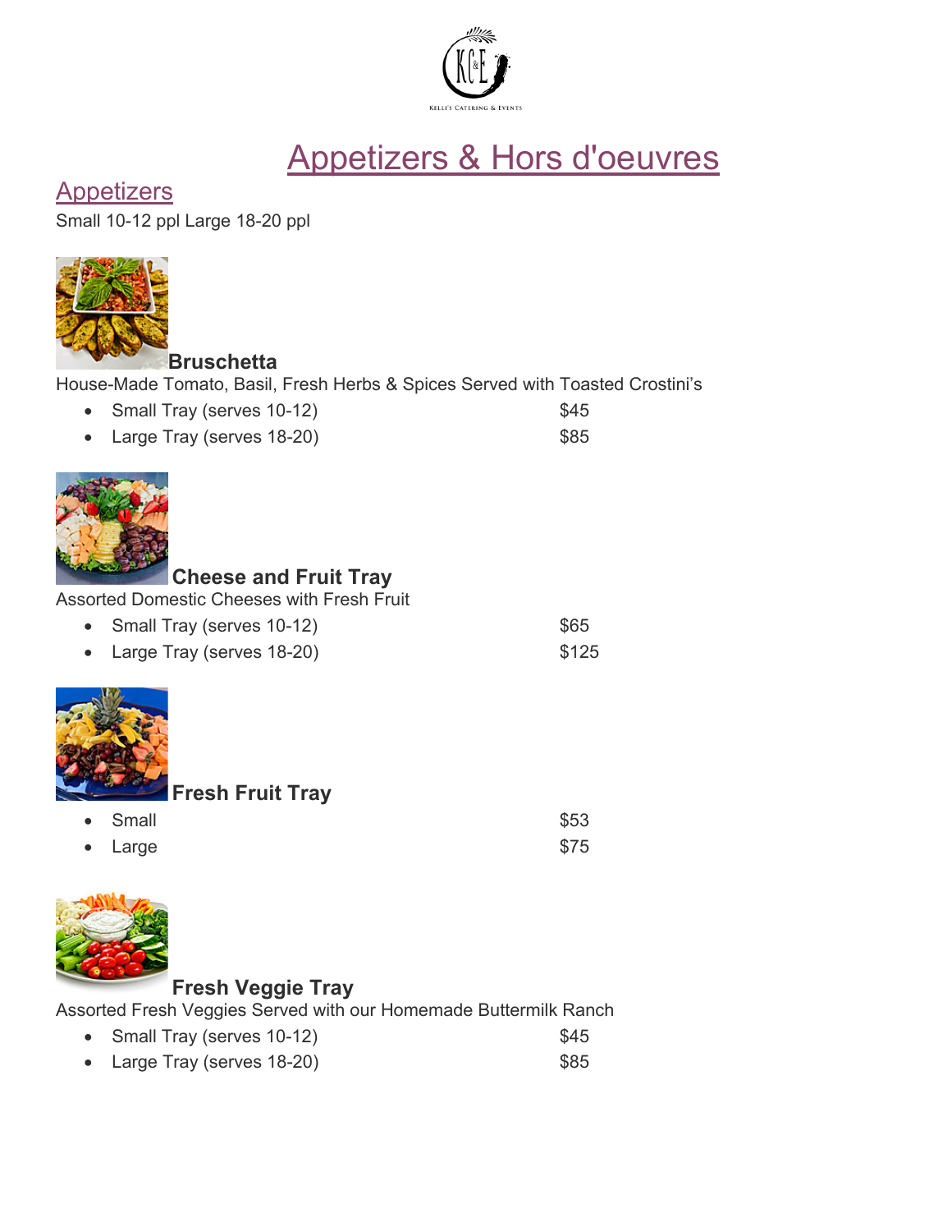# Appetizers & Hors d'oeuvres

## Appetizers

Small 10-12 ppl Large 18-20 ppl

**Bruschetta**

House-Made Tomato, Basil, Fresh Herbs & Spices Served with Toasted Crostini's

- Small Tray (serves 10-12) $45
- Large Tray (serves 18-20) $85

**Cheese and Fruit Tray**

Assorted Domestic Cheeses with Fresh Fruit

- Small Tray (serves 10-12) $65
- Large Tray (serves 18-20) $125

**Fresh Fruit Tray**

- Small $53
- Large $75

**Fresh Veggie Tray**

Assorted Fresh Veggies Served with our Homemade Buttermilk Ranch

- Small Tray (serves 10-12) $45
- Large Tray (serves 18-20) $85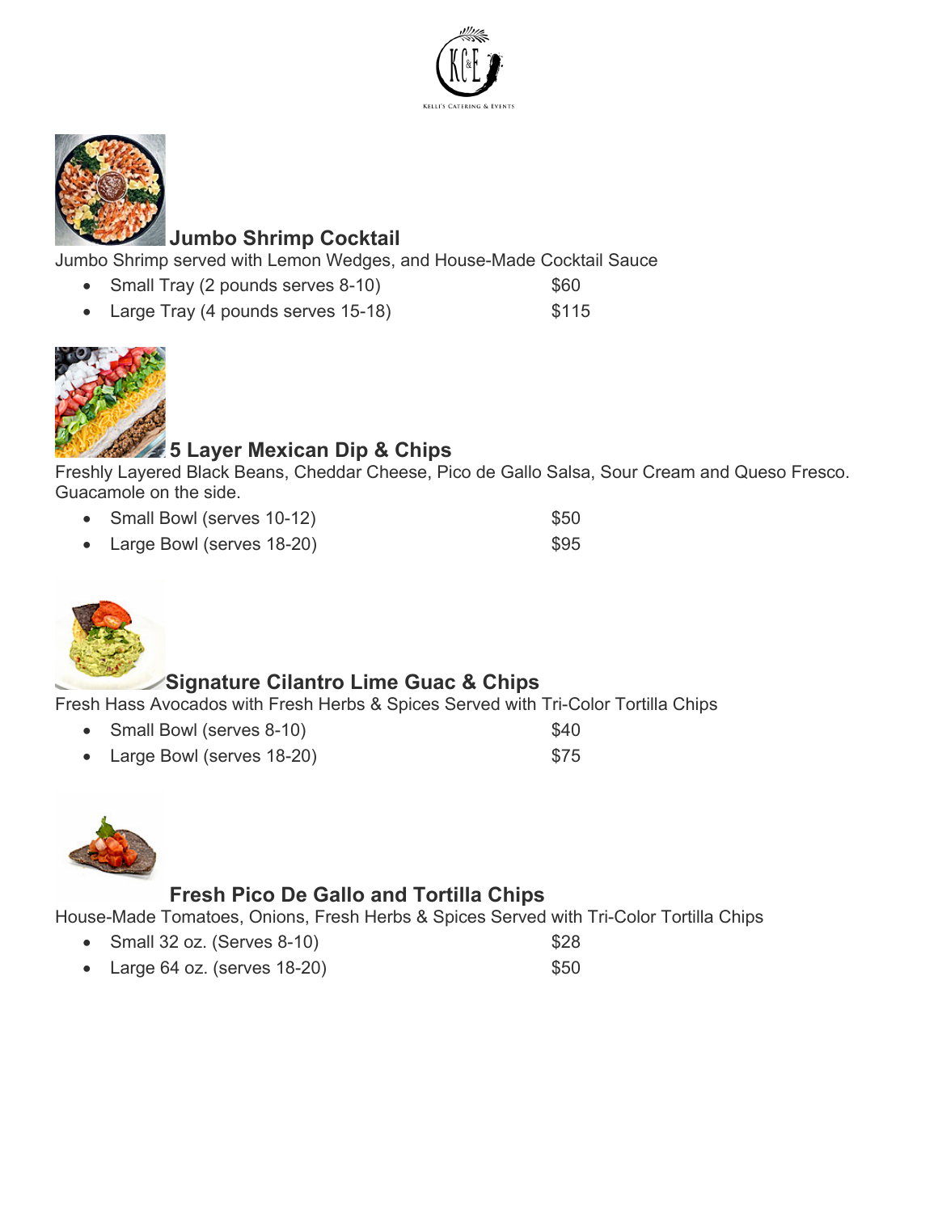## Jumbo Shrimp Cocktail

Jumbo Shrimp served with Lemon Wedges, and House-Made Cocktail Sauce

- Small Tray (2 pounds serves 8-10) $60
- Large Tray (4 pounds serves 15-18) $115

## 5 Layer Mexican Dip & Chips

Freshly Layered Black Beans, Cheddar Cheese, Pico de Gallo Salsa, Sour Cream and Queso Fresco. Guacamole on the side.

- Small Bowl (serves 10-12) $50
- Large Bowl (serves 18-20) $95

## Signature Cilantro Lime Guac & Chips

Fresh Hass Avocados with Fresh Herbs & Spices Served with Tri-Color Tortilla Chips

- Small Bowl (serves 8-10) $40
- Large Bowl (serves 18-20) $75

## Fresh Pico De Gallo and Tortilla Chips

House-Made Tomatoes, Onions, Fresh Herbs & Spices Served with Tri-Color Tortilla Chips

- Small 32 oz. (Serves 8-10) $28
- Large 64 oz. (serves 18-20) $50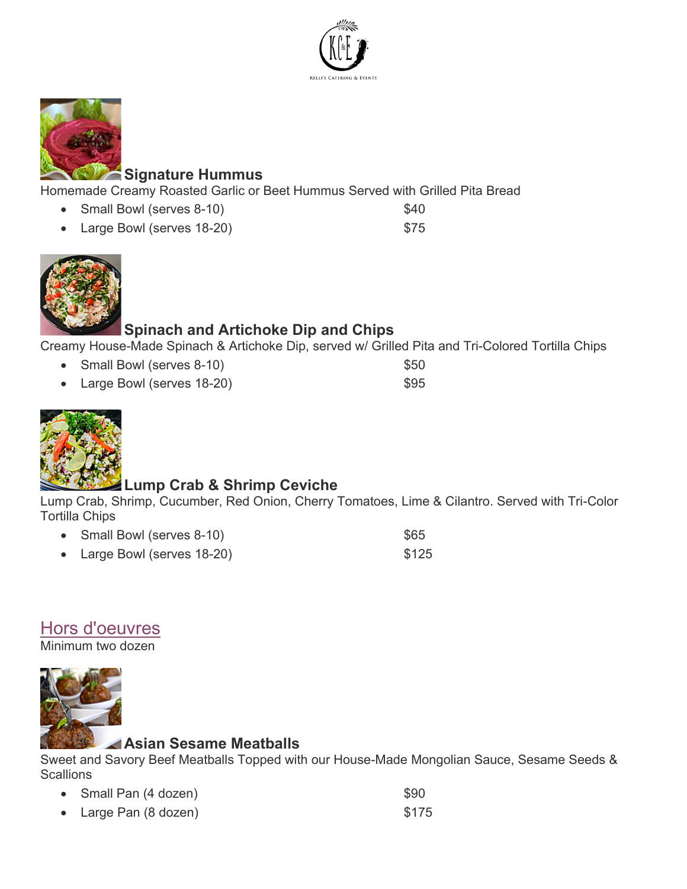### Signature Hummus

Homemade Creamy Roasted Garlic or Beet Hummus Served with Grilled Pita Bread

- Small Bowl (serves 8-10) $40
- Large Bowl (serves 18-20) $75

### Spinach and Artichoke Dip and Chips

Creamy House-Made Spinach & Artichoke Dip, served w/ Grilled Pita and Tri-Colored Tortilla Chips

- Small Bowl (serves 8-10) $50
- Large Bowl (serves 18-20) $95

### Lump Crab & Shrimp Ceviche

Lump Crab, Shrimp, Cucumber, Red Onion, Cherry Tomatoes, Lime & Cilantro. Served with Tri-Color Tortilla Chips

- Small Bowl (serves 8-10) $65
- Large Bowl (serves 18-20) $125

## Hors d'oeuvres

Minimum two dozen

### Asian Sesame Meatballs

Sweet and Savory Beef Meatballs Topped with our House-Made Mongolian Sauce, Sesame Seeds & Scallions

- Small Pan (4 dozen) $90
- Large Pan (8 dozen) $175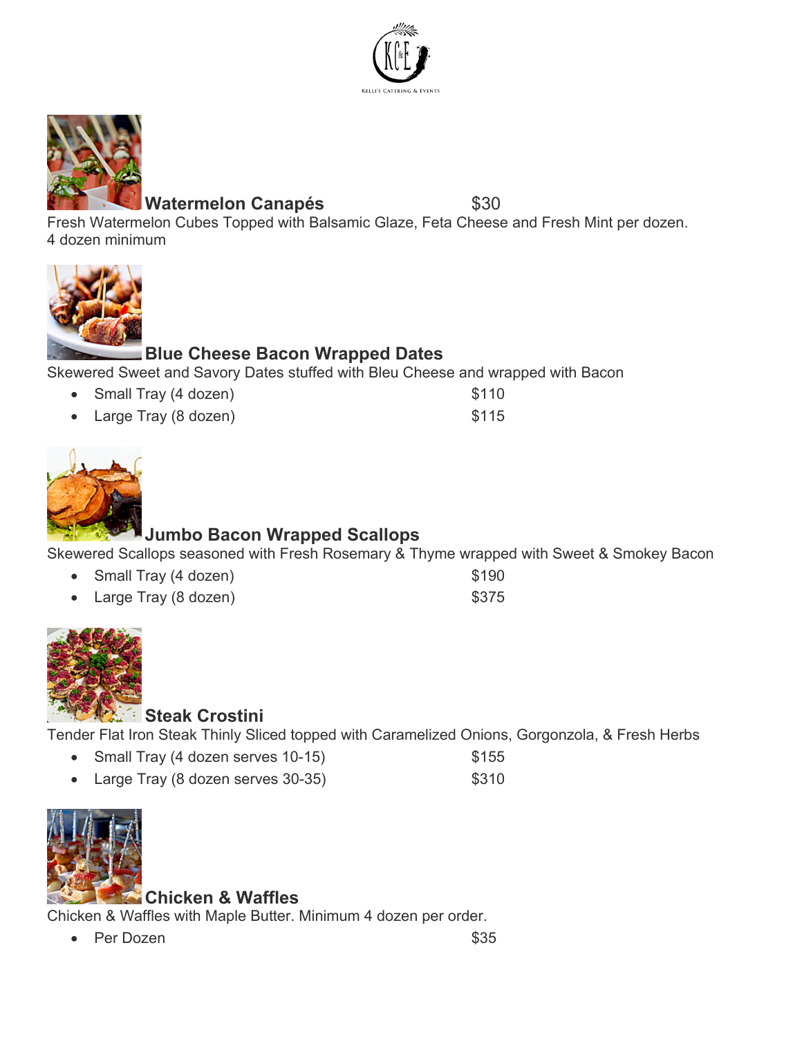### Watermelon Canapés $30

Fresh Watermelon Cubes Topped with Balsamic Glaze, Feta Cheese and Fresh Mint per dozen.
4 dozen minimum

### Blue Cheese Bacon Wrapped Dates

Skewered Sweet and Savory Dates stuffed with Bleu Cheese and wrapped with Bacon

- Small Tray (4 dozen) $110
- Large Tray (8 dozen) $115

### Jumbo Bacon Wrapped Scallops

Skewered Scallops seasoned with Fresh Rosemary & Thyme wrapped with Sweet & Smokey Bacon

- Small Tray (4 dozen) $190
- Large Tray (8 dozen) $375

### Steak Crostini

Tender Flat Iron Steak Thinly Sliced topped with Caramelized Onions, Gorgonzola, & Fresh Herbs

- Small Tray (4 dozen serves 10-15) $155
- Large Tray (8 dozen serves 30-35) $310

### Chicken & Waffles

Chicken & Waffles with Maple Butter. Minimum 4 dozen per order.

- Per Dozen $35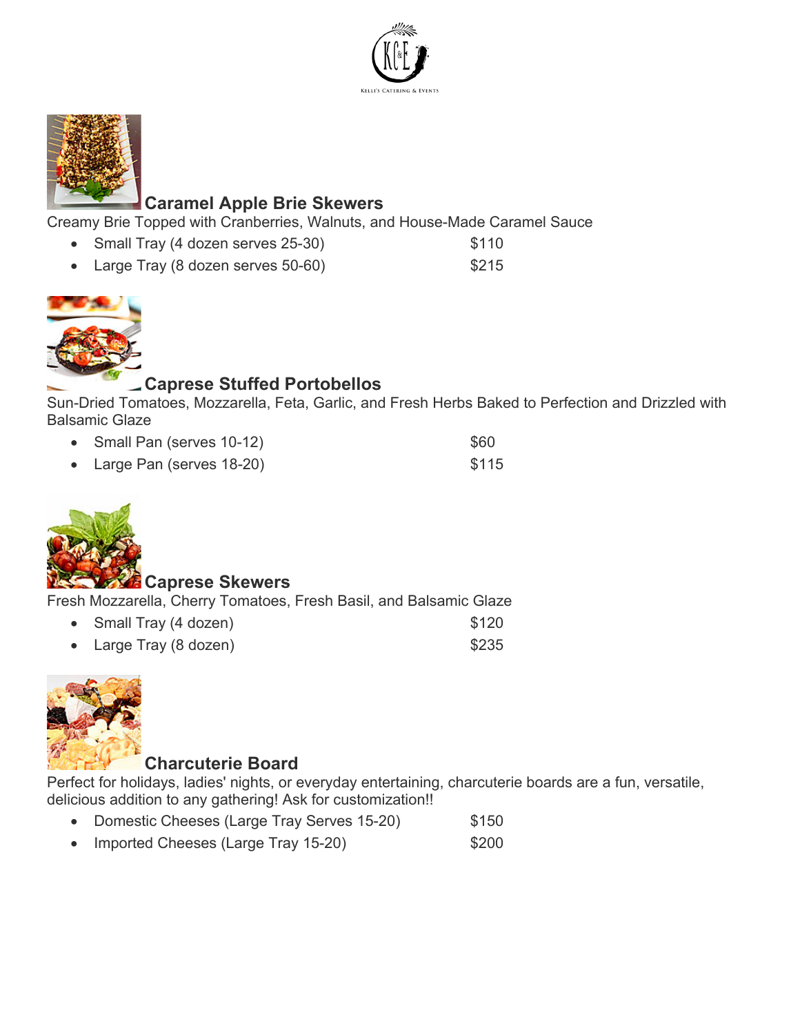## Caramel Apple Brie Skewers

Creamy Brie Topped with Cranberries, Walnuts, and House-Made Caramel Sauce

- Small Tray (4 dozen serves 25-30) $110
- Large Tray (8 dozen serves 50-60) $215

## Caprese Stuffed Portobellos

Sun-Dried Tomatoes, Mozzarella, Feta, Garlic, and Fresh Herbs Baked to Perfection and Drizzled with Balsamic Glaze

- Small Pan (serves 10-12) $60
- Large Pan (serves 18-20) $115

## Caprese Skewers

Fresh Mozzarella, Cherry Tomatoes, Fresh Basil, and Balsamic Glaze

- Small Tray (4 dozen) $120
- Large Tray (8 dozen) $235

## Charcuterie Board

Perfect for holidays, ladies' nights, or everyday entertaining, charcuterie boards are a fun, versatile, delicious addition to any gathering! Ask for customization!!

- Domestic Cheeses (Large Tray Serves 15-20) $150
- Imported Cheeses (Large Tray 15-20) $200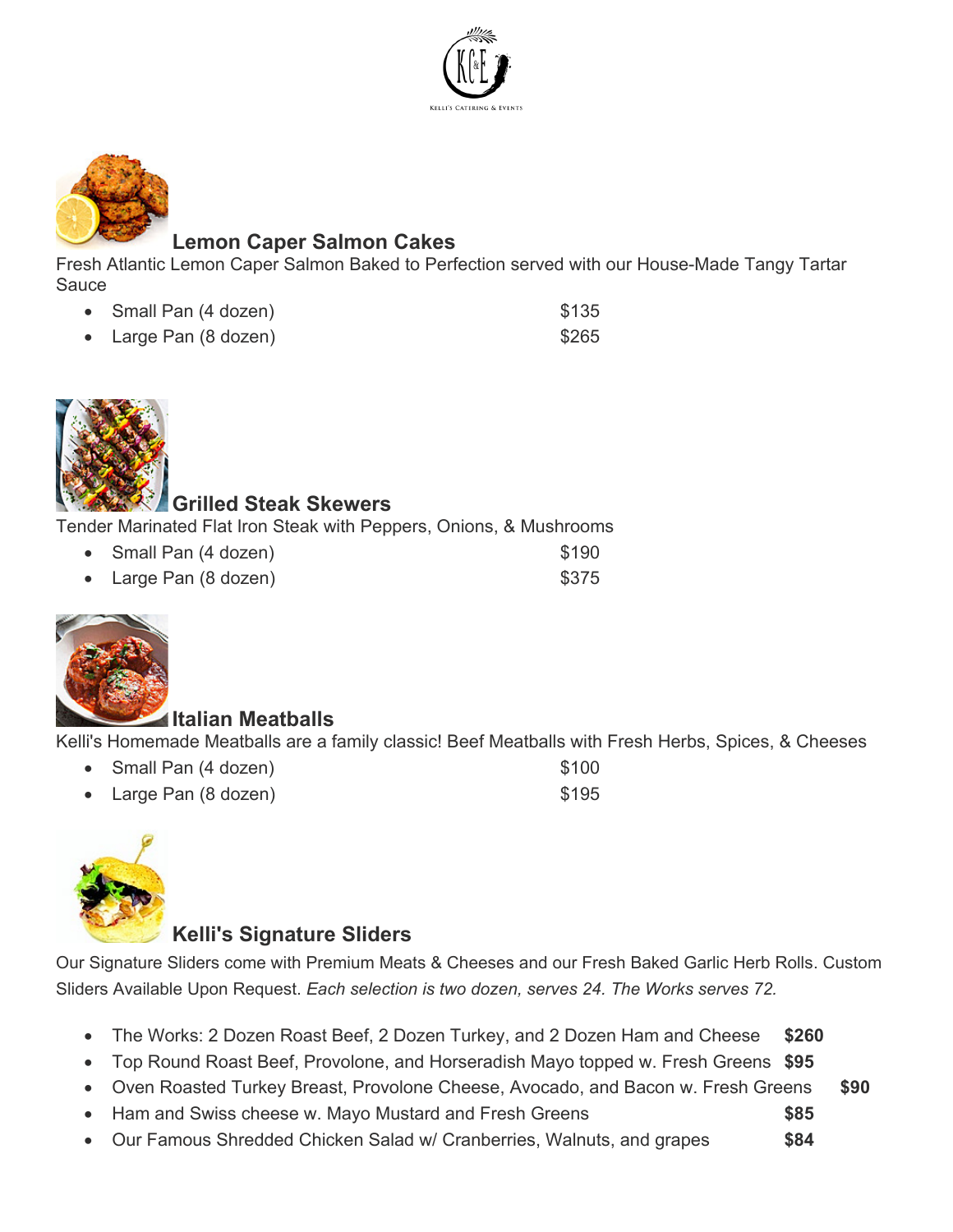## Lemon Caper Salmon Cakes

Fresh Atlantic Lemon Caper Salmon Baked to Perfection served with our House-Made Tangy Tartar Sauce

- Small Pan (4 dozen) $135
- Large Pan (8 dozen) $265

## Grilled Steak Skewers

Tender Marinated Flat Iron Steak with Peppers, Onions, & Mushrooms

- Small Pan (4 dozen) $190
- Large Pan (8 dozen) $375

## Italian Meatballs

Kelli's Homemade Meatballs are a family classic! Beef Meatballs with Fresh Herbs, Spices, & Cheeses

- Small Pan (4 dozen) $100
- Large Pan (8 dozen) $195

## Kelli's Signature Sliders

Our Signature Sliders come with Premium Meats & Cheeses and our Fresh Baked Garlic Herb Rolls. Custom Sliders Available Upon Request. *Each selection is two dozen, serves 24. The Works serves 72.*

- The Works: 2 Dozen Roast Beef, 2 Dozen Turkey, and 2 Dozen Ham and Cheese **$260**
- Top Round Roast Beef, Provolone, and Horseradish Mayo topped w. Fresh Greens **$95**
- Oven Roasted Turkey Breast, Provolone Cheese, Avocado, and Bacon w. Fresh Greens **$90**
- Ham and Swiss cheese w. Mayo Mustard and Fresh Greens **$85**
- Our Famous Shredded Chicken Salad w/ Cranberries, Walnuts, and grapes **$84**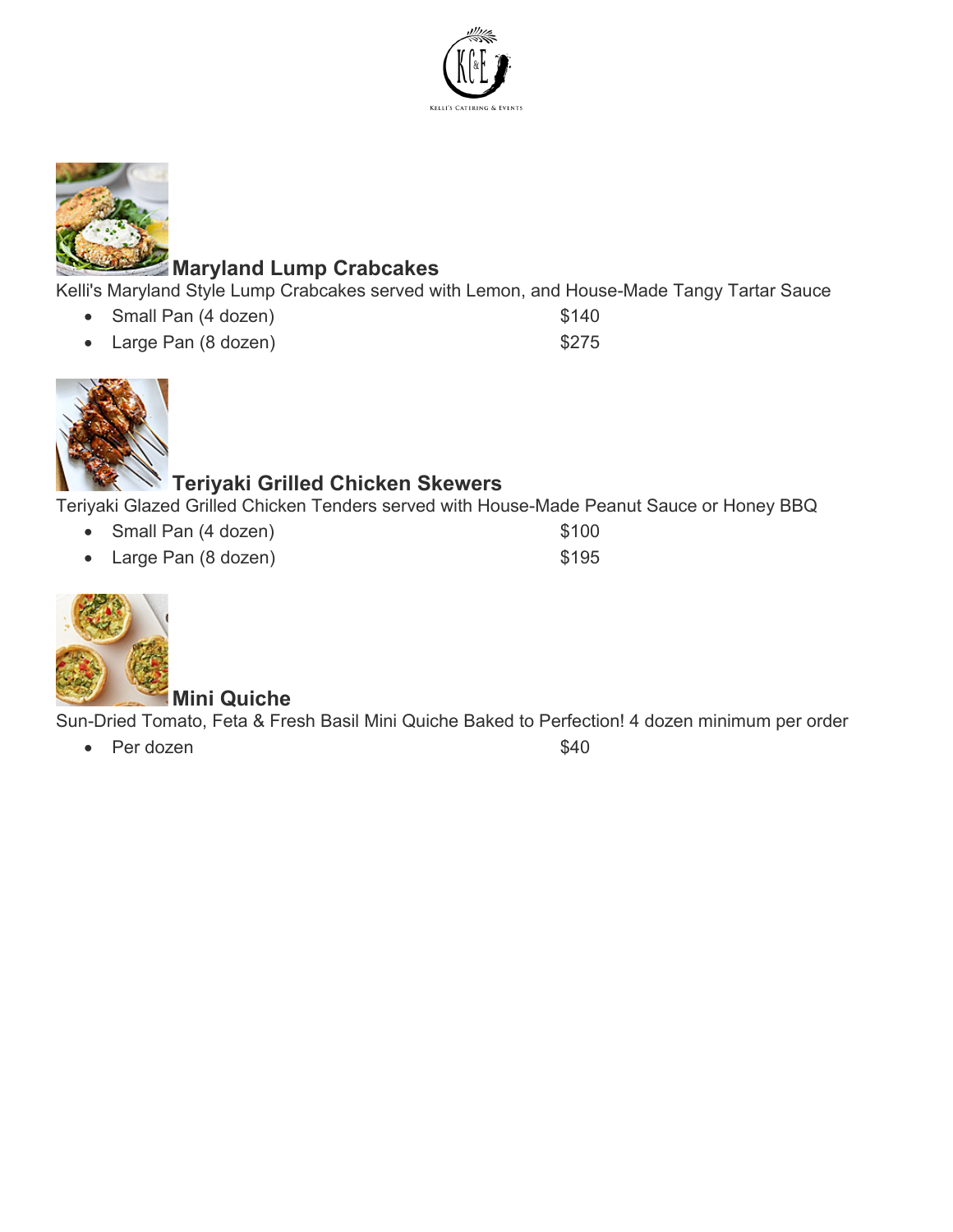### Maryland Lump Crabcakes

Kelli's Maryland Style Lump Crabcakes served with Lemon, and House-Made Tangy Tartar Sauce

- Small Pan (4 dozen) $140
- Large Pan (8 dozen) $275

### Teriyaki Grilled Chicken Skewers

Teriyaki Glazed Grilled Chicken Tenders served with House-Made Peanut Sauce or Honey BBQ

- Small Pan (4 dozen) $100
- Large Pan (8 dozen) $195

### Mini Quiche

Sun-Dried Tomato, Feta & Fresh Basil Mini Quiche Baked to Perfection! 4 dozen minimum per order

- Per dozen $40